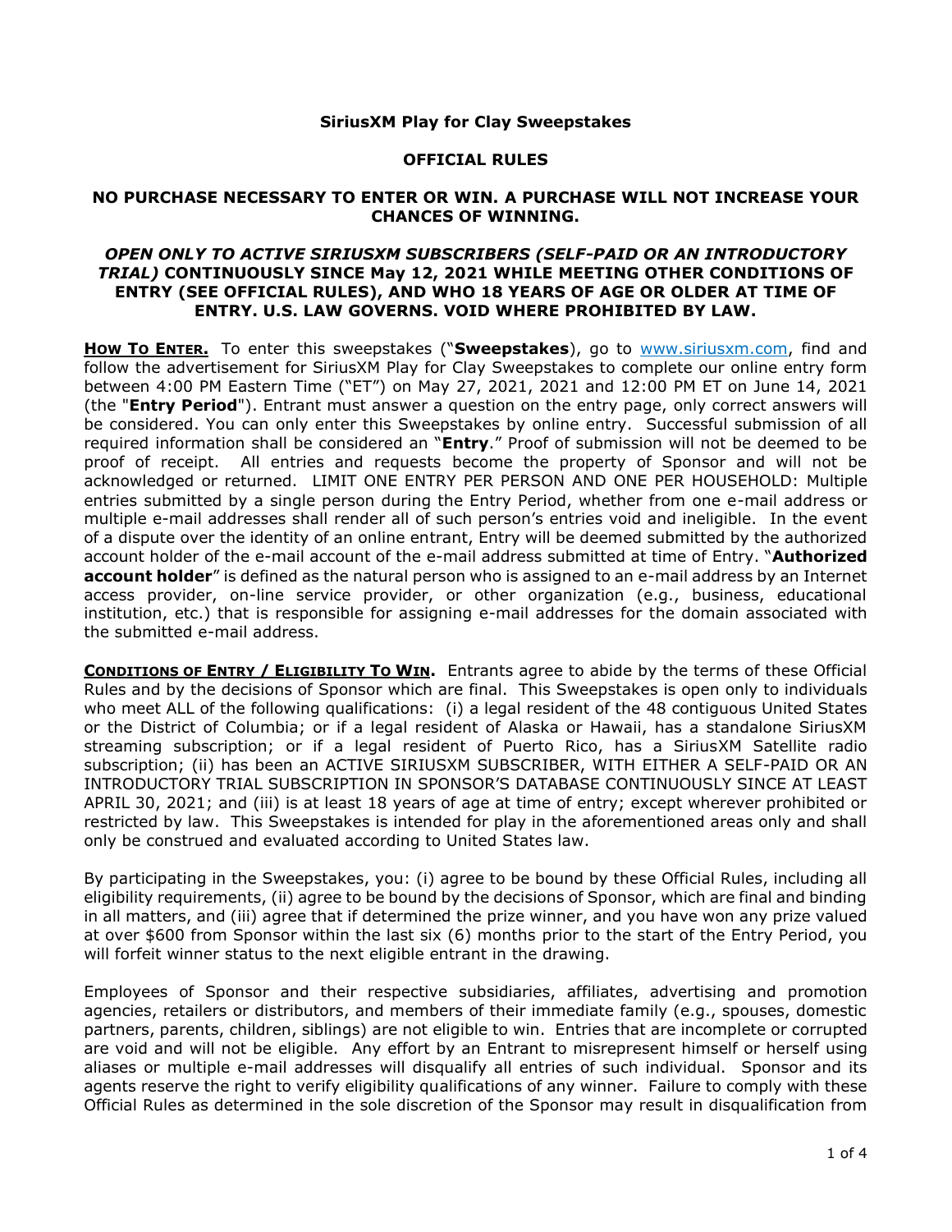**SiriusXM Play for Clay Sweepstakes**

**OFFICIAL RULES**

**NO PURCHASE NECESSARY TO ENTER OR WIN. A PURCHASE WILL NOT INCREASE YOUR CHANCES OF WINNING.**

***OPEN ONLY TO ACTIVE SIRIUSXM SUBSCRIBERS (SELF-PAID OR AN INTRODUCTORY TRIAL)*** **CONTINUOUSLY SINCE May 12, 2021 WHILE MEETING OTHER CONDITIONS OF ENTRY (SEE OFFICIAL RULES), AND WHO 18 YEARS OF AGE OR OLDER AT TIME OF ENTRY. U.S. LAW GOVERNS. VOID WHERE PROHIBITED BY LAW.**

**HOW TO ENTER.** To enter this sweepstakes ("**Sweepstakes**"), go to www.siriusxm.com, find and follow the advertisement for SiriusXM Play for Clay Sweepstakes to complete our online entry form between 4:00 PM Eastern Time ("ET") on May 27, 2021, 2021 and 12:00 PM ET on June 14, 2021 (the "**Entry Period**"). Entrant must answer a question on the entry page, only correct answers will be considered. You can only enter this Sweepstakes by online entry. Successful submission of all required information shall be considered an "**Entry**." Proof of submission will not be deemed to be proof of receipt. All entries and requests become the property of Sponsor and will not be acknowledged or returned. LIMIT ONE ENTRY PER PERSON AND ONE PER HOUSEHOLD: Multiple entries submitted by a single person during the Entry Period, whether from one e-mail address or multiple e-mail addresses shall render all of such person's entries void and ineligible. In the event of a dispute over the identity of an online entrant, Entry will be deemed submitted by the authorized account holder of the e-mail account of the e-mail address submitted at time of Entry. "**Authorized account holder**" is defined as the natural person who is assigned to an e-mail address by an Internet access provider, on-line service provider, or other organization (e.g., business, educational institution, etc.) that is responsible for assigning e-mail addresses for the domain associated with the submitted e-mail address.

**CONDITIONS OF ENTRY / ELIGIBILITY TO WIN.** Entrants agree to abide by the terms of these Official Rules and by the decisions of Sponsor which are final. This Sweepstakes is open only to individuals who meet ALL of the following qualifications: (i) a legal resident of the 48 contiguous United States or the District of Columbia; or if a legal resident of Alaska or Hawaii, has a standalone SiriusXM streaming subscription; or if a legal resident of Puerto Rico, has a SiriusXM Satellite radio subscription; (ii) has been an ACTIVE SIRIUSXM SUBSCRIBER, WITH EITHER A SELF-PAID OR AN INTRODUCTORY TRIAL SUBSCRIPTION IN SPONSOR'S DATABASE CONTINUOUSLY SINCE AT LEAST APRIL 30, 2021; and (iii) is at least 18 years of age at time of entry; except wherever prohibited or restricted by law. This Sweepstakes is intended for play in the aforementioned areas only and shall only be construed and evaluated according to United States law.

By participating in the Sweepstakes, you: (i) agree to be bound by these Official Rules, including all eligibility requirements, (ii) agree to be bound by the decisions of Sponsor, which are final and binding in all matters, and (iii) agree that if determined the prize winner, and you have won any prize valued at over $600 from Sponsor within the last six (6) months prior to the start of the Entry Period, you will forfeit winner status to the next eligible entrant in the drawing.

Employees of Sponsor and their respective subsidiaries, affiliates, advertising and promotion agencies, retailers or distributors, and members of their immediate family (e.g., spouses, domestic partners, parents, children, siblings) are not eligible to win. Entries that are incomplete or corrupted are void and will not be eligible. Any effort by an Entrant to misrepresent himself or herself using aliases or multiple e-mail addresses will disqualify all entries of such individual. Sponsor and its agents reserve the right to verify eligibility qualifications of any winner. Failure to comply with these Official Rules as determined in the sole discretion of the Sponsor may result in disqualification from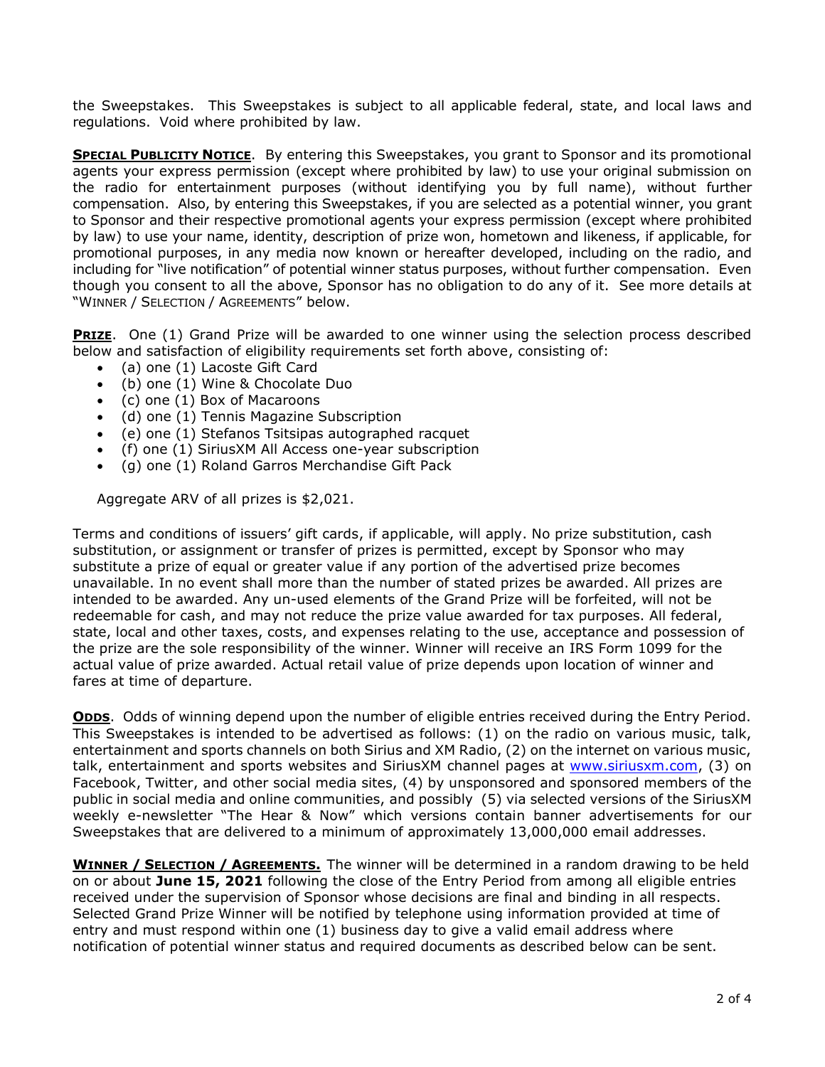the Sweepstakes. This Sweepstakes is subject to all applicable federal, state, and local laws and regulations. Void where prohibited by law.

**SPECIAL PUBLICITY NOTICE**. By entering this Sweepstakes, you grant to Sponsor and its promotional agents your express permission (except where prohibited by law) to use your original submission on the radio for entertainment purposes (without identifying you by full name), without further compensation. Also, by entering this Sweepstakes, if you are selected as a potential winner, you grant to Sponsor and their respective promotional agents your express permission (except where prohibited by law) to use your name, identity, description of prize won, hometown and likeness, if applicable, for promotional purposes, in any media now known or hereafter developed, including on the radio, and including for "live notification" of potential winner status purposes, without further compensation. Even though you consent to all the above, Sponsor has no obligation to do any of it. See more details at "WINNER / SELECTION / AGREEMENTS" below.

**PRIZE**. One (1) Grand Prize will be awarded to one winner using the selection process described below and satisfaction of eligibility requirements set forth above, consisting of:

- (a) one (1) Lacoste Gift Card
- (b) one (1) Wine & Chocolate Duo
- (c) one (1) Box of Macaroons
- (d) one (1) Tennis Magazine Subscription
- (e) one (1) Stefanos Tsitsipas autographed racquet
- (f) one (1) SiriusXM All Access one-year subscription
- (g) one (1) Roland Garros Merchandise Gift Pack

Aggregate ARV of all prizes is $2,021.

Terms and conditions of issuers' gift cards, if applicable, will apply. No prize substitution, cash substitution, or assignment or transfer of prizes is permitted, except by Sponsor who may substitute a prize of equal or greater value if any portion of the advertised prize becomes unavailable. In no event shall more than the number of stated prizes be awarded. All prizes are intended to be awarded. Any un-used elements of the Grand Prize will be forfeited, will not be redeemable for cash, and may not reduce the prize value awarded for tax purposes. All federal, state, local and other taxes, costs, and expenses relating to the use, acceptance and possession of the prize are the sole responsibility of the winner. Winner will receive an IRS Form 1099 for the actual value of prize awarded. Actual retail value of prize depends upon location of winner and fares at time of departure.

**ODDS**. Odds of winning depend upon the number of eligible entries received during the Entry Period. This Sweepstakes is intended to be advertised as follows: (1) on the radio on various music, talk, entertainment and sports channels on both Sirius and XM Radio, (2) on the internet on various music, talk, entertainment and sports websites and SiriusXM channel pages at [www.siriusxm.com](http://www.siriusxm.com), (3) on Facebook, Twitter, and other social media sites, (4) by unsponsored and sponsored members of the public in social media and online communities, and possibly (5) via selected versions of the SiriusXM weekly e-newsletter "The Hear & Now" which versions contain banner advertisements for our Sweepstakes that are delivered to a minimum of approximately 13,000,000 email addresses.

**WINNER / SELECTION / AGREEMENTS.** The winner will be determined in a random drawing to be held on or about **June 15, 2021** following the close of the Entry Period from among all eligible entries received under the supervision of Sponsor whose decisions are final and binding in all respects. Selected Grand Prize Winner will be notified by telephone using information provided at time of entry and must respond within one (1) business day to give a valid email address where notification of potential winner status and required documents as described below can be sent.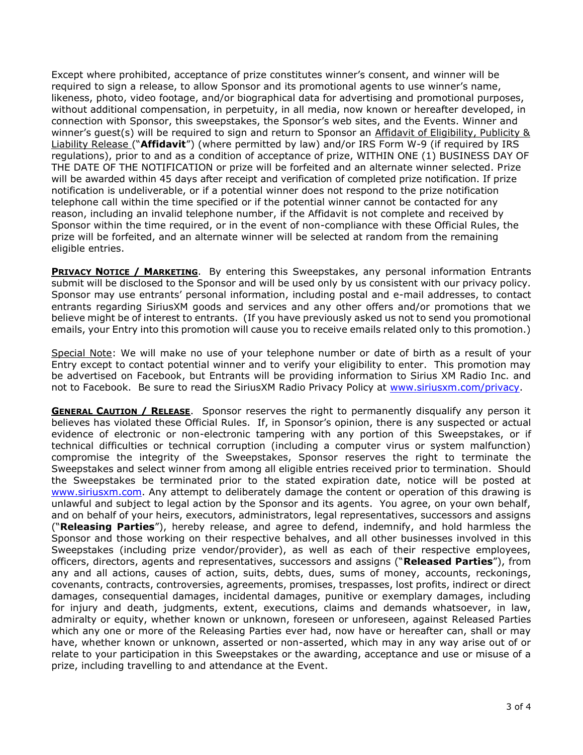Except where prohibited, acceptance of prize constitutes winner's consent, and winner will be required to sign a release, to allow Sponsor and its promotional agents to use winner's name, likeness, photo, video footage, and/or biographical data for advertising and promotional purposes, without additional compensation, in perpetuity, in all media, now known or hereafter developed, in connection with Sponsor, this sweepstakes, the Sponsor's web sites, and the Events. Winner and winner's guest(s) will be required to sign and return to Sponsor an Affidavit of Eligibility, Publicity & Liability Release ("**Affidavit**") (where permitted by law) and/or IRS Form W-9 (if required by IRS regulations), prior to and as a condition of acceptance of prize, WITHIN ONE (1) BUSINESS DAY OF THE DATE OF THE NOTIFICATION or prize will be forfeited and an alternate winner selected. Prize will be awarded within 45 days after receipt and verification of completed prize notification. If prize notification is undeliverable, or if a potential winner does not respond to the prize notification telephone call within the time specified or if the potential winner cannot be contacted for any reason, including an invalid telephone number, if the Affidavit is not complete and received by Sponsor within the time required, or in the event of non-compliance with these Official Rules, the prize will be forfeited, and an alternate winner will be selected at random from the remaining eligible entries.

**PRIVACY NOTICE / MARKETING**. By entering this Sweepstakes, any personal information Entrants submit will be disclosed to the Sponsor and will be used only by us consistent with our privacy policy. Sponsor may use entrants' personal information, including postal and e-mail addresses, to contact entrants regarding SiriusXM goods and services and any other offers and/or promotions that we believe might be of interest to entrants. (If you have previously asked us not to send you promotional emails, your Entry into this promotion will cause you to receive emails related only to this promotion.)

Special Note: We will make no use of your telephone number or date of birth as a result of your Entry except to contact potential winner and to verify your eligibility to enter. This promotion may be advertised on Facebook, but Entrants will be providing information to Sirius XM Radio Inc. and not to Facebook. Be sure to read the SiriusXM Radio Privacy Policy at www.siriusxm.com/privacy.

**GENERAL CAUTION / RELEASE**. Sponsor reserves the right to permanently disqualify any person it believes has violated these Official Rules. If, in Sponsor's opinion, there is any suspected or actual evidence of electronic or non-electronic tampering with any portion of this Sweepstakes, or if technical difficulties or technical corruption (including a computer virus or system malfunction) compromise the integrity of the Sweepstakes, Sponsor reserves the right to terminate the Sweepstakes and select winner from among all eligible entries received prior to termination. Should the Sweepstakes be terminated prior to the stated expiration date, notice will be posted at www.siriusxm.com. Any attempt to deliberately damage the content or operation of this drawing is unlawful and subject to legal action by the Sponsor and its agents. You agree, on your own behalf, and on behalf of your heirs, executors, administrators, legal representatives, successors and assigns ("**Releasing Parties**"), hereby release, and agree to defend, indemnify, and hold harmless the Sponsor and those working on their respective behalves, and all other businesses involved in this Sweepstakes (including prize vendor/provider), as well as each of their respective employees, officers, directors, agents and representatives, successors and assigns ("**Released Parties**"), from any and all actions, causes of action, suits, debts, dues, sums of money, accounts, reckonings, covenants, contracts, controversies, agreements, promises, trespasses, lost profits, indirect or direct damages, consequential damages, incidental damages, punitive or exemplary damages, including for injury and death, judgments, extent, executions, claims and demands whatsoever, in law, admiralty or equity, whether known or unknown, foreseen or unforeseen, against Released Parties which any one or more of the Releasing Parties ever had, now have or hereafter can, shall or may have, whether known or unknown, asserted or non-asserted, which may in any way arise out of or relate to your participation in this Sweepstakes or the awarding, acceptance and use or misuse of a prize, including travelling to and attendance at the Event.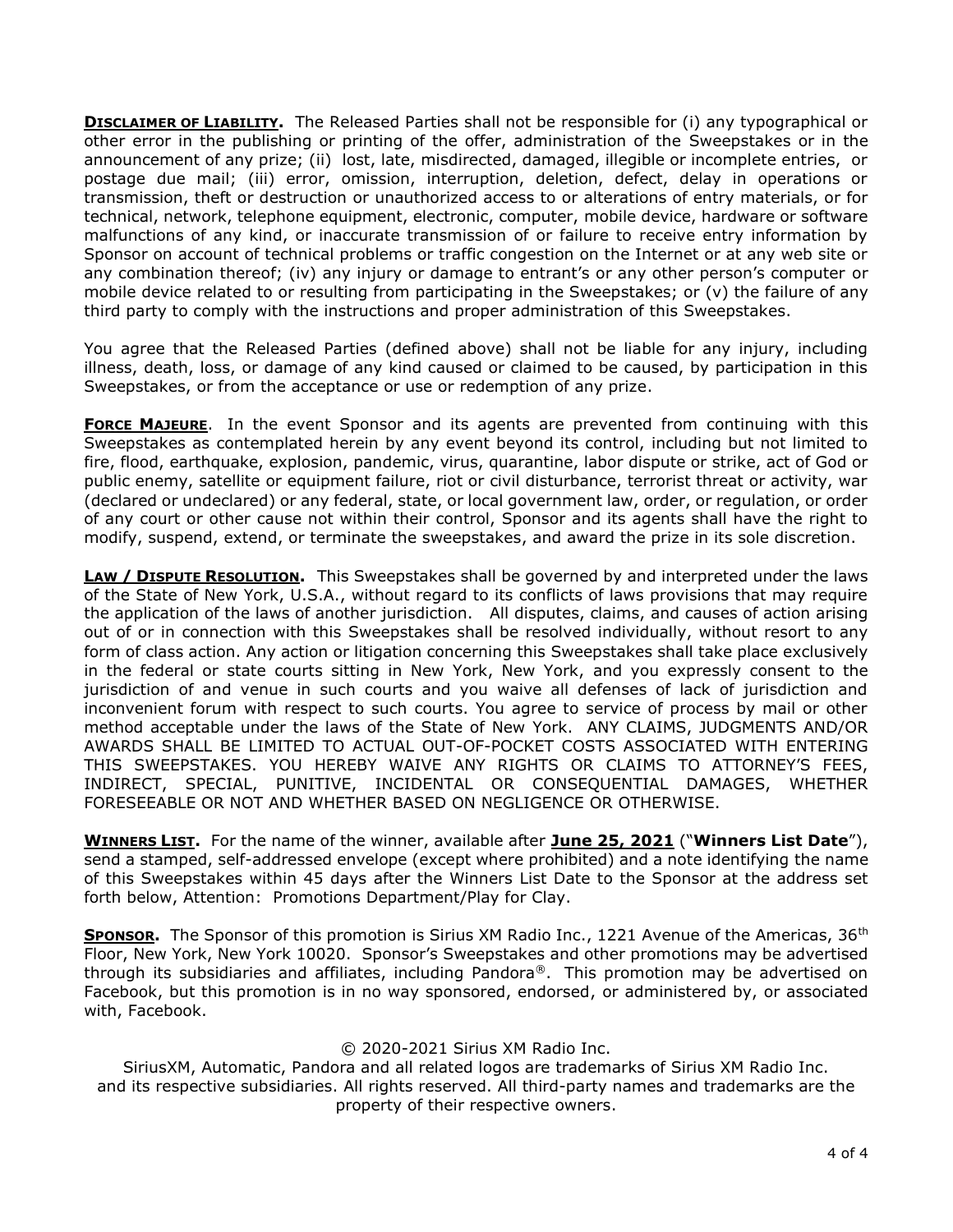**Disclaimer of Liability.** The Released Parties shall not be responsible for (i) any typographical or other error in the publishing or printing of the offer, administration of the Sweepstakes or in the announcement of any prize; (ii) lost, late, misdirected, damaged, illegible or incomplete entries, or postage due mail; (iii) error, omission, interruption, deletion, defect, delay in operations or transmission, theft or destruction or unauthorized access to or alterations of entry materials, or for technical, network, telephone equipment, electronic, computer, mobile device, hardware or software malfunctions of any kind, or inaccurate transmission of or failure to receive entry information by Sponsor on account of technical problems or traffic congestion on the Internet or at any web site or any combination thereof; (iv) any injury or damage to entrant's or any other person's computer or mobile device related to or resulting from participating in the Sweepstakes; or (v) the failure of any third party to comply with the instructions and proper administration of this Sweepstakes.

You agree that the Released Parties (defined above) shall not be liable for any injury, including illness, death, loss, or damage of any kind caused or claimed to be caused, by participation in this Sweepstakes, or from the acceptance or use or redemption of any prize.

**Force Majeure**. In the event Sponsor and its agents are prevented from continuing with this Sweepstakes as contemplated herein by any event beyond its control, including but not limited to fire, flood, earthquake, explosion, pandemic, virus, quarantine, labor dispute or strike, act of God or public enemy, satellite or equipment failure, riot or civil disturbance, terrorist threat or activity, war (declared or undeclared) or any federal, state, or local government law, order, or regulation, or order of any court or other cause not within their control, Sponsor and its agents shall have the right to modify, suspend, extend, or terminate the sweepstakes, and award the prize in its sole discretion.

**Law / Dispute Resolution.** This Sweepstakes shall be governed by and interpreted under the laws of the State of New York, U.S.A., without regard to its conflicts of laws provisions that may require the application of the laws of another jurisdiction. All disputes, claims, and causes of action arising out of or in connection with this Sweepstakes shall be resolved individually, without resort to any form of class action. Any action or litigation concerning this Sweepstakes shall take place exclusively in the federal or state courts sitting in New York, New York, and you expressly consent to the jurisdiction of and venue in such courts and you waive all defenses of lack of jurisdiction and inconvenient forum with respect to such courts. You agree to service of process by mail or other method acceptable under the laws of the State of New York. ANY CLAIMS, JUDGMENTS AND/OR AWARDS SHALL BE LIMITED TO ACTUAL OUT-OF-POCKET COSTS ASSOCIATED WITH ENTERING THIS SWEEPSTAKES. YOU HEREBY WAIVE ANY RIGHTS OR CLAIMS TO ATTORNEY'S FEES, INDIRECT, SPECIAL, PUNITIVE, INCIDENTAL OR CONSEQUENTIAL DAMAGES, WHETHER FORESEEABLE OR NOT AND WHETHER BASED ON NEGLIGENCE OR OTHERWISE.

**Winners List.** For the name of the winner, available after **June 25, 2021** ("**Winners List Date**"), send a stamped, self-addressed envelope (except where prohibited) and a note identifying the name of this Sweepstakes within 45 days after the Winners List Date to the Sponsor at the address set forth below, Attention: Promotions Department/Play for Clay.

**Sponsor.** The Sponsor of this promotion is Sirius XM Radio Inc., 1221 Avenue of the Americas, 36th Floor, New York, New York 10020. Sponsor's Sweepstakes and other promotions may be advertised through its subsidiaries and affiliates, including Pandora®. This promotion may be advertised on Facebook, but this promotion is in no way sponsored, endorsed, or administered by, or associated with, Facebook.

© 2020-2021 Sirius XM Radio Inc.

SiriusXM, Automatic, Pandora and all related logos are trademarks of Sirius XM Radio Inc. and its respective subsidiaries. All rights reserved. All third-party names and trademarks are the property of their respective owners.